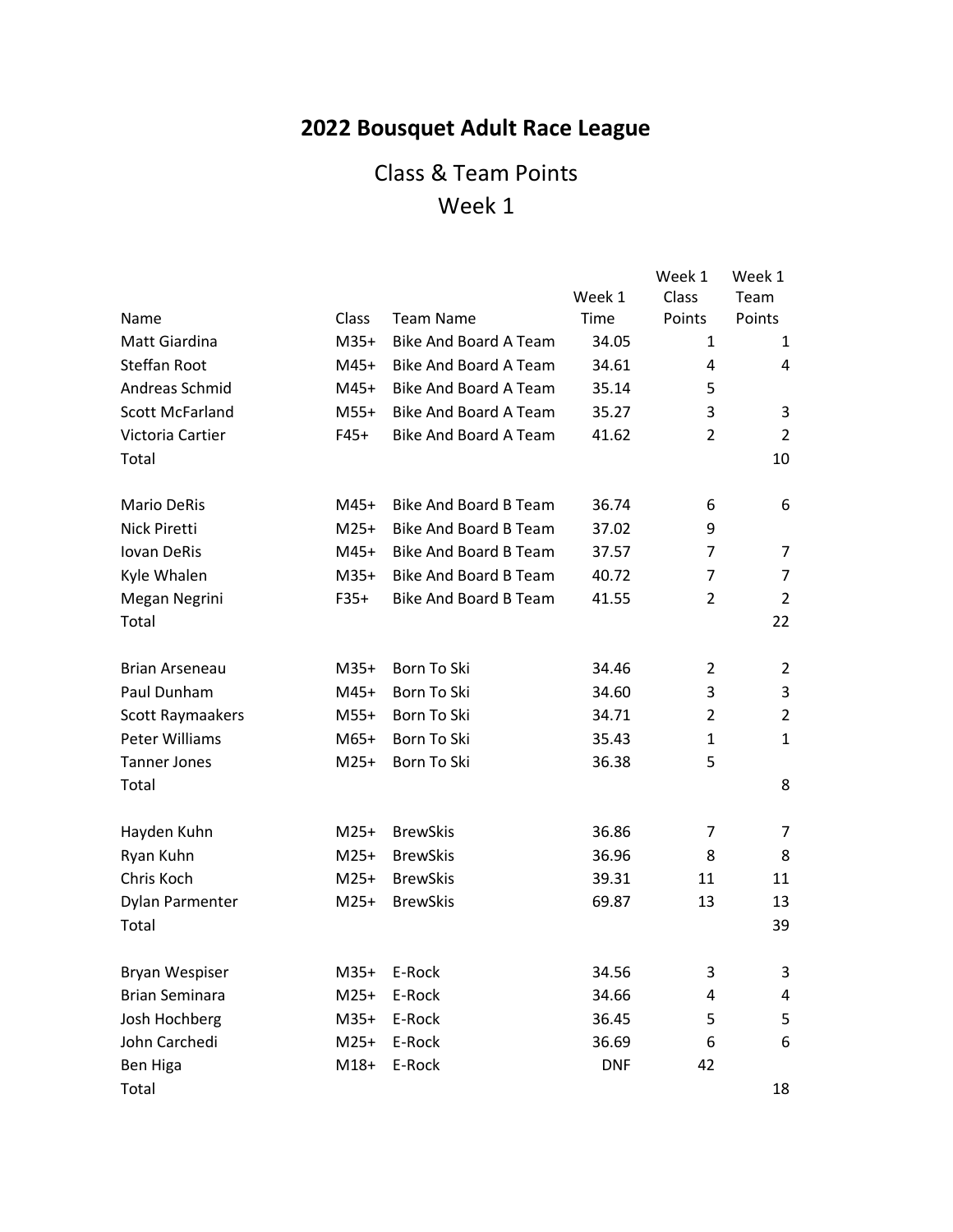# 2022 Bousquet Adult Race League

## Class & Team Points
## Week 1

| Name | Class | Team Name | Week 1 Time | Week 1 Class Points | Week 1 Team Points |
|---|---|---|---|---|---|
| Matt Giardina | M35+ | Bike And Board A Team | 34.05 | 1 | 1 |
| Steffan Root | M45+ | Bike And Board A Team | 34.61 | 4 | 4 |
| Andreas Schmid | M45+ | Bike And Board A Team | 35.14 | 5 | |
| Scott McFarland | M55+ | Bike And Board A Team | 35.27 | 3 | 3 |
| Victoria Cartier | F45+ | Bike And Board A Team | 41.62 | 2 | 2 |
| Total | | | | | 10 |
| | | | | | |
| Mario DeRis | M45+ | Bike And Board B Team | 36.74 | 6 | 6 |
| Nick Piretti | M25+ | Bike And Board B Team | 37.02 | 9 | |
| Iovan DeRis | M45+ | Bike And Board B Team | 37.57 | 7 | 7 |
| Kyle Whalen | M35+ | Bike And Board B Team | 40.72 | 7 | 7 |
| Megan Negrini | F35+ | Bike And Board B Team | 41.55 | 2 | 2 |
| Total | | | | | 22 |
| | | | | | |
| Brian Arseneau | M35+ | Born To Ski | 34.46 | 2 | 2 |
| Paul Dunham | M45+ | Born To Ski | 34.60 | 3 | 3 |
| Scott Raymaakers | M55+ | Born To Ski | 34.71 | 2 | 2 |
| Peter Williams | M65+ | Born To Ski | 35.43 | 1 | 1 |
| Tanner Jones | M25+ | Born To Ski | 36.38 | 5 | |
| Total | | | | | 8 |
| | | | | | |
| Hayden Kuhn | M25+ | BrewSkis | 36.86 | 7 | 7 |
| Ryan Kuhn | M25+ | BrewSkis | 36.96 | 8 | 8 |
| Chris Koch | M25+ | BrewSkis | 39.31 | 11 | 11 |
| Dylan Parmenter | M25+ | BrewSkis | 69.87 | 13 | 13 |
| Total | | | | | 39 |
| | | | | | |
| Bryan Wespiser | M35+ | E-Rock | 34.56 | 3 | 3 |
| Brian Seminara | M25+ | E-Rock | 34.66 | 4 | 4 |
| Josh Hochberg | M35+ | E-Rock | 36.45 | 5 | 5 |
| John Carchedi | M25+ | E-Rock | 36.69 | 6 | 6 |
| Ben Higa | M18+ | E-Rock | DNF | 42 | |
| Total | | | | | 18 |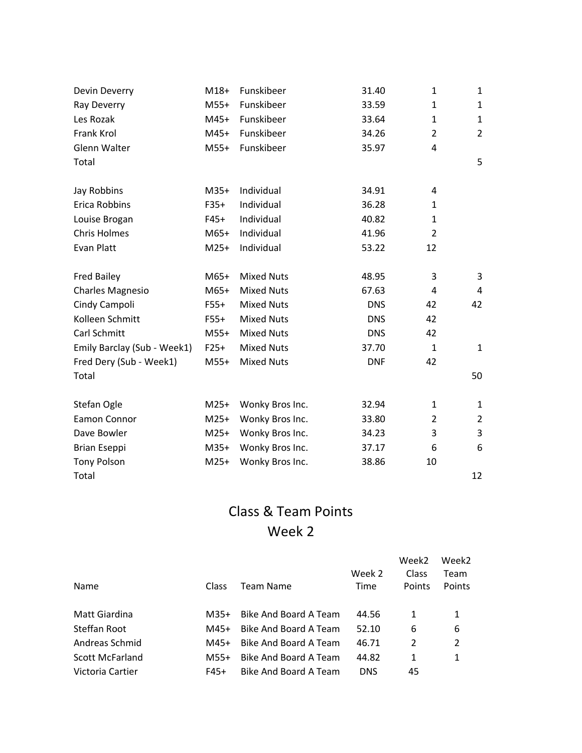| | | | | | |
|---|---|---|---|---|---|
| Devin Deverry | M18+ | Funskibeer | 31.40 | 1 | 1 |
| Ray Deverry | M55+ | Funskibeer | 33.59 | 1 | 1 |
| Les Rozak | M45+ | Funskibeer | 33.64 | 1 | 1 |
| Frank Krol | M45+ | Funskibeer | 34.26 | 2 | 2 |
| Glenn Walter | M55+ | Funskibeer | 35.97 | 4 | |
| Total | | | | | 5 |
| | | | | | |
| Jay Robbins | M35+ | Individual | 34.91 | 4 | |
| Erica Robbins | F35+ | Individual | 36.28 | 1 | |
| Louise Brogan | F45+ | Individual | 40.82 | 1 | |
| Chris Holmes | M65+ | Individual | 41.96 | 2 | |
| Evan Platt | M25+ | Individual | 53.22 | 12 | |
| | | | | | |
| Fred Bailey | M65+ | Mixed Nuts | 48.95 | 3 | 3 |
| Charles Magnesio | M65+ | Mixed Nuts | 67.63 | 4 | 4 |
| Cindy Campoli | F55+ | Mixed Nuts | DNS | 42 | 42 |
| Kolleen Schmitt | F55+ | Mixed Nuts | DNS | 42 | |
| Carl Schmitt | M55+ | Mixed Nuts | DNS | 42 | |
| Emily Barclay (Sub - Week1) | F25+ | Mixed Nuts | 37.70 | 1 | 1 |
| Fred Dery (Sub - Week1) | M55+ | Mixed Nuts | DNF | 42 | |
| Total | | | | | 50 |
| | | | | | |
| Stefan Ogle | M25+ | Wonky Bros Inc. | 32.94 | 1 | 1 |
| Eamon Connor | M25+ | Wonky Bros Inc. | 33.80 | 2 | 2 |
| Dave Bowler | M25+ | Wonky Bros Inc. | 34.23 | 3 | 3 |
| Brian Eseppi | M35+ | Wonky Bros Inc. | 37.17 | 6 | 6 |
| Tony Polson | M25+ | Wonky Bros Inc. | 38.86 | 10 | |
| Total | | | | | 12 |

# Class & Team Points
# Week 2

| Name | Class | Team Name | Week 2 Time | Week2 Class Points | Week2 Team Points |
|---|---|---|---|---|---|
| Matt Giardina | M35+ | Bike And Board A Team | 44.56 | 1 | 1 |
| Steffan Root | M45+ | Bike And Board A Team | 52.10 | 6 | 6 |
| Andreas Schmid | M45+ | Bike And Board A Team | 46.71 | 2 | 2 |
| Scott McFarland | M55+ | Bike And Board A Team | 44.82 | 1 | 1 |
| Victoria Cartier | F45+ | Bike And Board A Team | DNS | 45 | |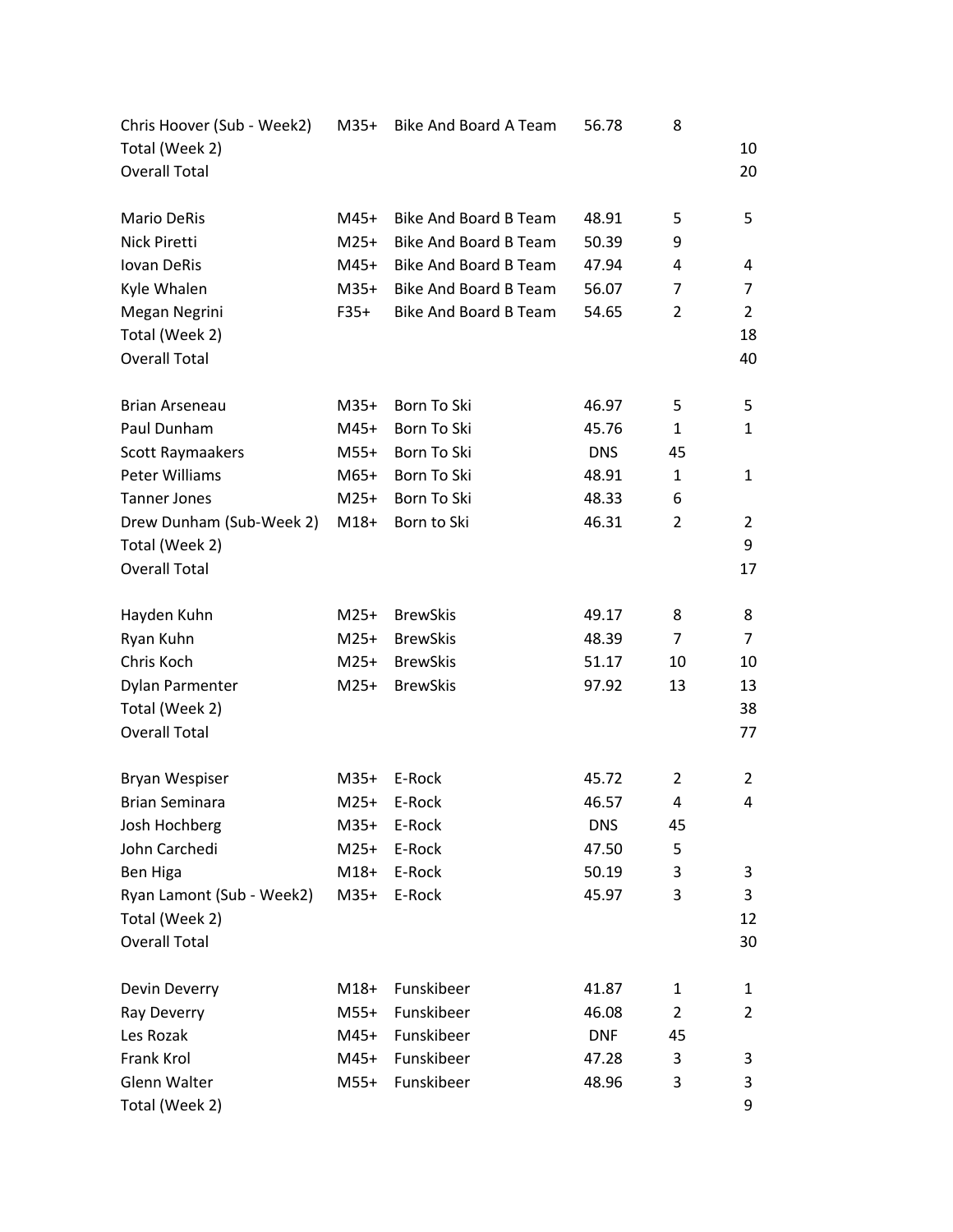| | | | | | |
|---|---|---|---|---|---|
| Chris Hoover (Sub - Week2) | M35+ | Bike And Board A Team | 56.78 | 8 | |
| Total (Week 2) | | | | | 10 |
| Overall Total | | | | | 20 |
| | | | | | |
| Mario DeRis | M45+ | Bike And Board B Team | 48.91 | 5 | 5 |
| Nick Piretti | M25+ | Bike And Board B Team | 50.39 | 9 | |
| Iovan DeRis | M45+ | Bike And Board B Team | 47.94 | 4 | 4 |
| Kyle Whalen | M35+ | Bike And Board B Team | 56.07 | 7 | 7 |
| Megan Negrini | F35+ | Bike And Board B Team | 54.65 | 2 | 2 |
| Total (Week 2) | | | | | 18 |
| Overall Total | | | | | 40 |
| | | | | | |
| Brian Arseneau | M35+ | Born To Ski | 46.97 | 5 | 5 |
| Paul Dunham | M45+ | Born To Ski | 45.76 | 1 | 1 |
| Scott Raymaakers | M55+ | Born To Ski | DNS | 45 | |
| Peter Williams | M65+ | Born To Ski | 48.91 | 1 | 1 |
| Tanner Jones | M25+ | Born To Ski | 48.33 | 6 | |
| Drew Dunham (Sub-Week 2) | M18+ | Born to Ski | 46.31 | 2 | 2 |
| Total (Week 2) | | | | | 9 |
| Overall Total | | | | | 17 |
| | | | | | |
| Hayden Kuhn | M25+ | BrewSkis | 49.17 | 8 | 8 |
| Ryan Kuhn | M25+ | BrewSkis | 48.39 | 7 | 7 |
| Chris Koch | M25+ | BrewSkis | 51.17 | 10 | 10 |
| Dylan Parmenter | M25+ | BrewSkis | 97.92 | 13 | 13 |
| Total (Week 2) | | | | | 38 |
| Overall Total | | | | | 77 |
| | | | | | |
| Bryan Wespiser | M35+ | E-Rock | 45.72 | 2 | 2 |
| Brian Seminara | M25+ | E-Rock | 46.57 | 4 | 4 |
| Josh Hochberg | M35+ | E-Rock | DNS | 45 | |
| John Carchedi | M25+ | E-Rock | 47.50 | 5 | |
| Ben Higa | M18+ | E-Rock | 50.19 | 3 | 3 |
| Ryan Lamont (Sub - Week2) | M35+ | E-Rock | 45.97 | 3 | 3 |
| Total (Week 2) | | | | | 12 |
| Overall Total | | | | | 30 |
| | | | | | |
| Devin Deverry | M18+ | Funskibeer | 41.87 | 1 | 1 |
| Ray Deverry | M55+ | Funskibeer | 46.08 | 2 | 2 |
| Les Rozak | M45+ | Funskibeer | DNF | 45 | |
| Frank Krol | M45+ | Funskibeer | 47.28 | 3 | 3 |
| Glenn Walter | M55+ | Funskibeer | 48.96 | 3 | 3 |
| Total (Week 2) | | | | | 9 |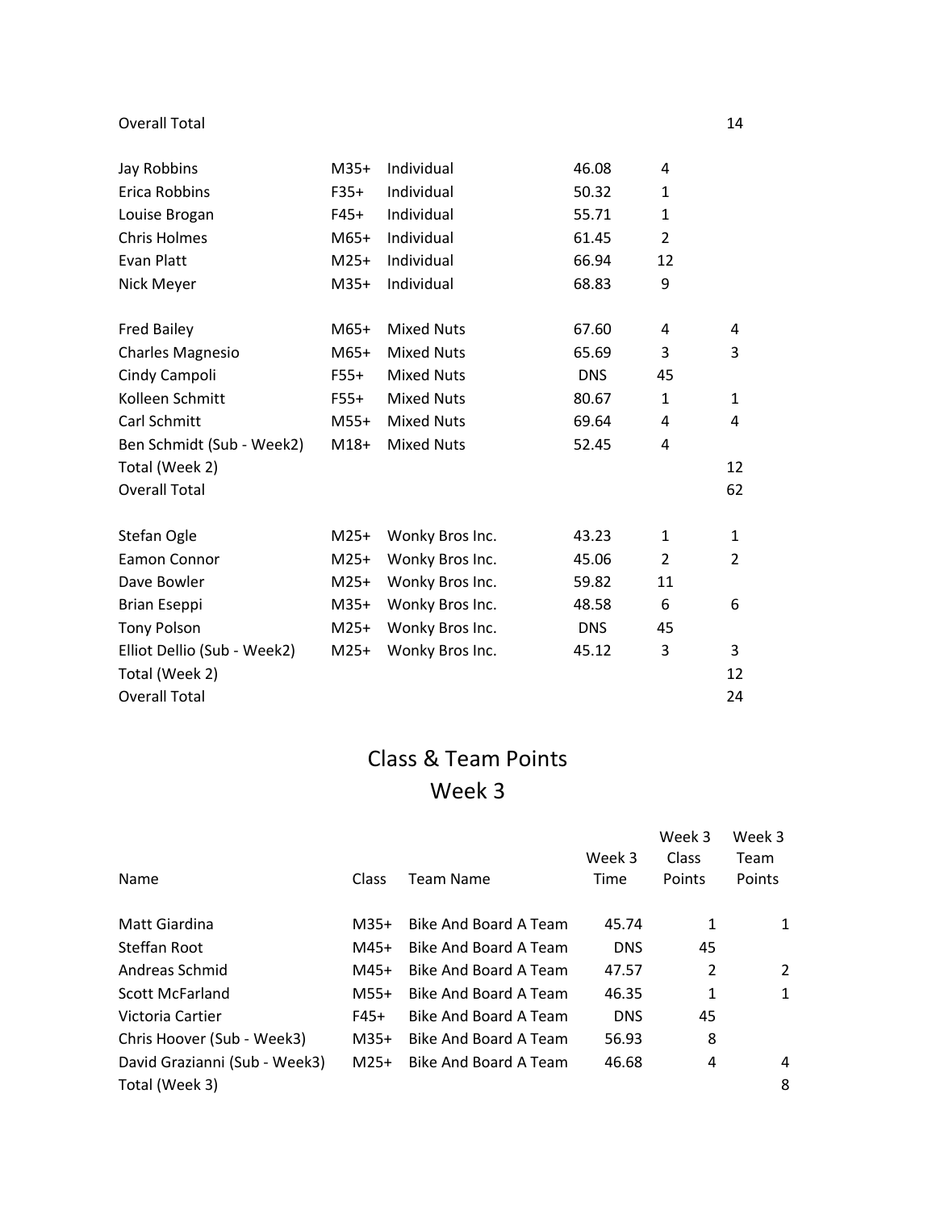| | | | | | |
|---|---|---|---|---|---|
| Overall Total | | | | | 14 |
| | | | | | |
| Jay Robbins | M35+ | Individual | 46.08 | 4 | |
| Erica Robbins | F35+ | Individual | 50.32 | 1 | |
| Louise Brogan | F45+ | Individual | 55.71 | 1 | |
| Chris Holmes | M65+ | Individual | 61.45 | 2 | |
| Evan Platt | M25+ | Individual | 66.94 | 12 | |
| Nick Meyer | M35+ | Individual | 68.83 | 9 | |
| | | | | | |
| Fred Bailey | M65+ | Mixed Nuts | 67.60 | 4 | 4 |
| Charles Magnesio | M65+ | Mixed Nuts | 65.69 | 3 | 3 |
| Cindy Campoli | F55+ | Mixed Nuts | DNS | 45 | |
| Kolleen Schmitt | F55+ | Mixed Nuts | 80.67 | 1 | 1 |
| Carl Schmitt | M55+ | Mixed Nuts | 69.64 | 4 | 4 |
| Ben Schmidt (Sub - Week2) | M18+ | Mixed Nuts | 52.45 | 4 | |
| Total (Week 2) | | | | | 12 |
| Overall Total | | | | | 62 |
| | | | | | |
| Stefan Ogle | M25+ | Wonky Bros Inc. | 43.23 | 1 | 1 |
| Eamon Connor | M25+ | Wonky Bros Inc. | 45.06 | 2 | 2 |
| Dave Bowler | M25+ | Wonky Bros Inc. | 59.82 | 11 | |
| Brian Eseppi | M35+ | Wonky Bros Inc. | 48.58 | 6 | 6 |
| Tony Polson | M25+ | Wonky Bros Inc. | DNS | 45 | |
| Elliot Dellio (Sub - Week2) | M25+ | Wonky Bros Inc. | 45.12 | 3 | 3 |
| Total (Week 2) | | | | | 12 |
| Overall Total | | | | | 24 |

# Class & Team Points
# Week 3

| Name | Class | Team Name | Week 3 Time | Week 3 Class Points | Week 3 Team Points |
|---|---|---|---|---|---|
| Matt Giardina | M35+ | Bike And Board A Team | 45.74 | 1 | 1 |
| Steffan Root | M45+ | Bike And Board A Team | DNS | 45 | |
| Andreas Schmid | M45+ | Bike And Board A Team | 47.57 | 2 | 2 |
| Scott McFarland | M55+ | Bike And Board A Team | 46.35 | 1 | 1 |
| Victoria Cartier | F45+ | Bike And Board A Team | DNS | 45 | |
| Chris Hoover (Sub - Week3) | M35+ | Bike And Board A Team | 56.93 | 8 | |
| David Grazianni (Sub - Week3) | M25+ | Bike And Board A Team | 46.68 | 4 | 4 |
| Total (Week 3) | | | | | 8 |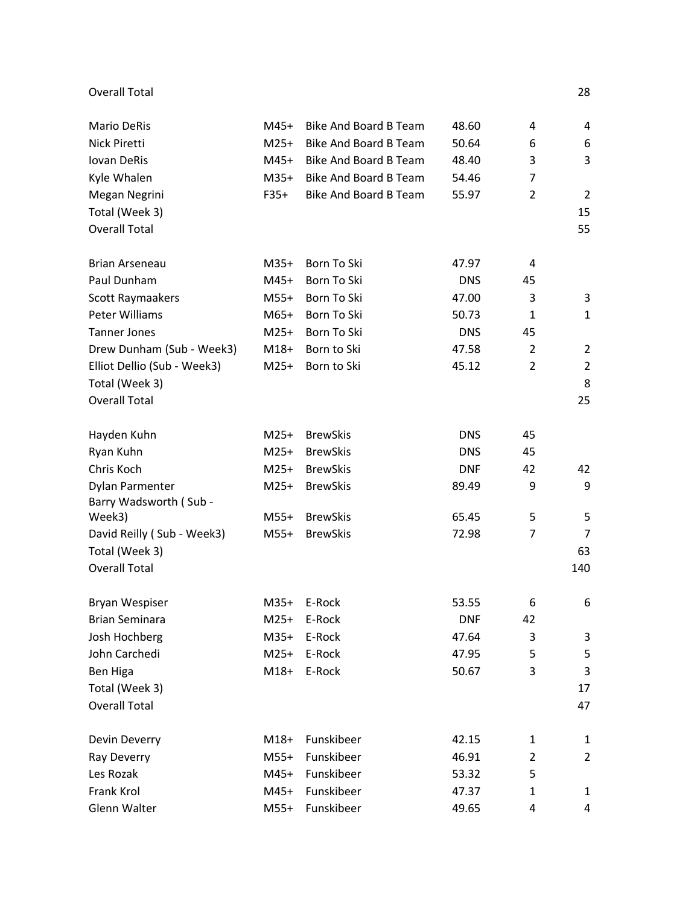| | | | | | |
|---|---|---|---|---|---|
| Overall Total | | | | | 28 |
| | | | | | |
| Mario DeRis | M45+ | Bike And Board B Team | 48.60 | 4 | 4 |
| Nick Piretti | M25+ | Bike And Board B Team | 50.64 | 6 | 6 |
| Iovan DeRis | M45+ | Bike And Board B Team | 48.40 | 3 | 3 |
| Kyle Whalen | M35+ | Bike And Board B Team | 54.46 | 7 | |
| Megan Negrini | F35+ | Bike And Board B Team | 55.97 | 2 | 2 |
| Total (Week 3) | | | | | 15 |
| Overall Total | | | | | 55 |
| | | | | | |
| Brian Arseneau | M35+ | Born To Ski | 47.97 | 4 | |
| Paul Dunham | M45+ | Born To Ski | DNS | 45 | |
| Scott Raymaakers | M55+ | Born To Ski | 47.00 | 3 | 3 |
| Peter Williams | M65+ | Born To Ski | 50.73 | 1 | 1 |
| Tanner Jones | M25+ | Born To Ski | DNS | 45 | |
| Drew Dunham (Sub - Week3) | M18+ | Born to Ski | 47.58 | 2 | 2 |
| Elliot Dellio (Sub - Week3) | M25+ | Born to Ski | 45.12 | 2 | 2 |
| Total (Week 3) | | | | | 8 |
| Overall Total | | | | | 25 |
| | | | | | |
| Hayden Kuhn | M25+ | BrewSkis | DNS | 45 | |
| Ryan Kuhn | M25+ | BrewSkis | DNS | 45 | |
| Chris Koch | M25+ | BrewSkis | DNF | 42 | 42 |
| Dylan Parmenter | M25+ | BrewSkis | 89.49 | 9 | 9 |
| Barry Wadsworth ( Sub - Week3) | M55+ | BrewSkis | 65.45 | 5 | 5 |
| David Reilly ( Sub - Week3) | M55+ | BrewSkis | 72.98 | 7 | 7 |
| Total (Week 3) | | | | | 63 |
| Overall Total | | | | | 140 |
| | | | | | |
| Bryan Wespiser | M35+ | E-Rock | 53.55 | 6 | 6 |
| Brian Seminara | M25+ | E-Rock | DNF | 42 | |
| Josh Hochberg | M35+ | E-Rock | 47.64 | 3 | 3 |
| John Carchedi | M25+ | E-Rock | 47.95 | 5 | 5 |
| Ben Higa | M18+ | E-Rock | 50.67 | 3 | 3 |
| Total (Week 3) | | | | | 17 |
| Overall Total | | | | | 47 |
| | | | | | |
| Devin Deverry | M18+ | Funskibeer | 42.15 | 1 | 1 |
| Ray Deverry | M55+ | Funskibeer | 46.91 | 2 | 2 |
| Les Rozak | M45+ | Funskibeer | 53.32 | 5 | |
| Frank Krol | M45+ | Funskibeer | 47.37 | 1 | 1 |
| Glenn Walter | M55+ | Funskibeer | 49.65 | 4 | 4 |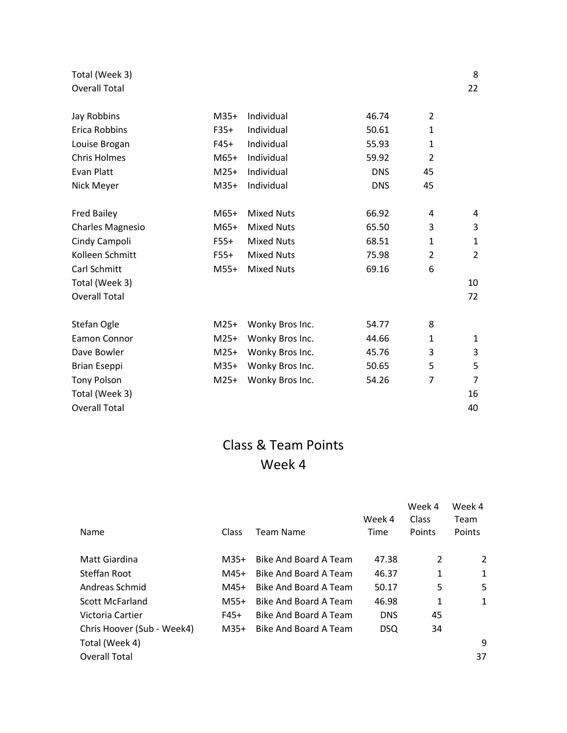| | | | | | |
|---|---|---|---|---|---|
| Total (Week 3) | | | | | 8 |
| Overall Total | | | | | 22 |
| | | | | | |
| Jay Robbins | M35+ | Individual | 46.74 | 2 | |
| Erica Robbins | F35+ | Individual | 50.61 | 1 | |
| Louise Brogan | F45+ | Individual | 55.93 | 1 | |
| Chris Holmes | M65+ | Individual | 59.92 | 2 | |
| Evan Platt | M25+ | Individual | DNS | 45 | |
| Nick Meyer | M35+ | Individual | DNS | 45 | |
| | | | | | |
| Fred Bailey | M65+ | Mixed Nuts | 66.92 | 4 | 4 |
| Charles Magnesio | M65+ | Mixed Nuts | 65.50 | 3 | 3 |
| Cindy Campoli | F55+ | Mixed Nuts | 68.51 | 1 | 1 |
| Kolleen Schmitt | F55+ | Mixed Nuts | 75.98 | 2 | 2 |
| Carl Schmitt | M55+ | Mixed Nuts | 69.16 | 6 | |
| Total (Week 3) | | | | | 10 |
| Overall Total | | | | | 72 |
| | | | | | |
| Stefan Ogle | M25+ | Wonky Bros Inc. | 54.77 | 8 | |
| Eamon Connor | M25+ | Wonky Bros Inc. | 44.66 | 1 | 1 |
| Dave Bowler | M25+ | Wonky Bros Inc. | 45.76 | 3 | 3 |
| Brian Eseppi | M35+ | Wonky Bros Inc. | 50.65 | 5 | 5 |
| Tony Polson | M25+ | Wonky Bros Inc. | 54.26 | 7 | 7 |
| Total (Week 3) | | | | | 16 |
| Overall Total | | | | | 40 |

# Class & Team Points
# Week 4

| Name | Class | Team Name | Week 4 Time | Week 4 Class Points | Week 4 Team Points |
|---|---|---|---|---|---|
| Matt Giardina | M35+ | Bike And Board A Team | 47.38 | 2 | 2 |
| Steffan Root | M45+ | Bike And Board A Team | 46.37 | 1 | 1 |
| Andreas Schmid | M45+ | Bike And Board A Team | 50.17 | 5 | 5 |
| Scott McFarland | M55+ | Bike And Board A Team | 46.98 | 1 | 1 |
| Victoria Cartier | F45+ | Bike And Board A Team | DNS | 45 | |
| Chris Hoover (Sub - Week4) | M35+ | Bike And Board A Team | DSQ | 34 | |
| Total (Week 4) | | | | | 9 |
| Overall Total | | | | | 37 |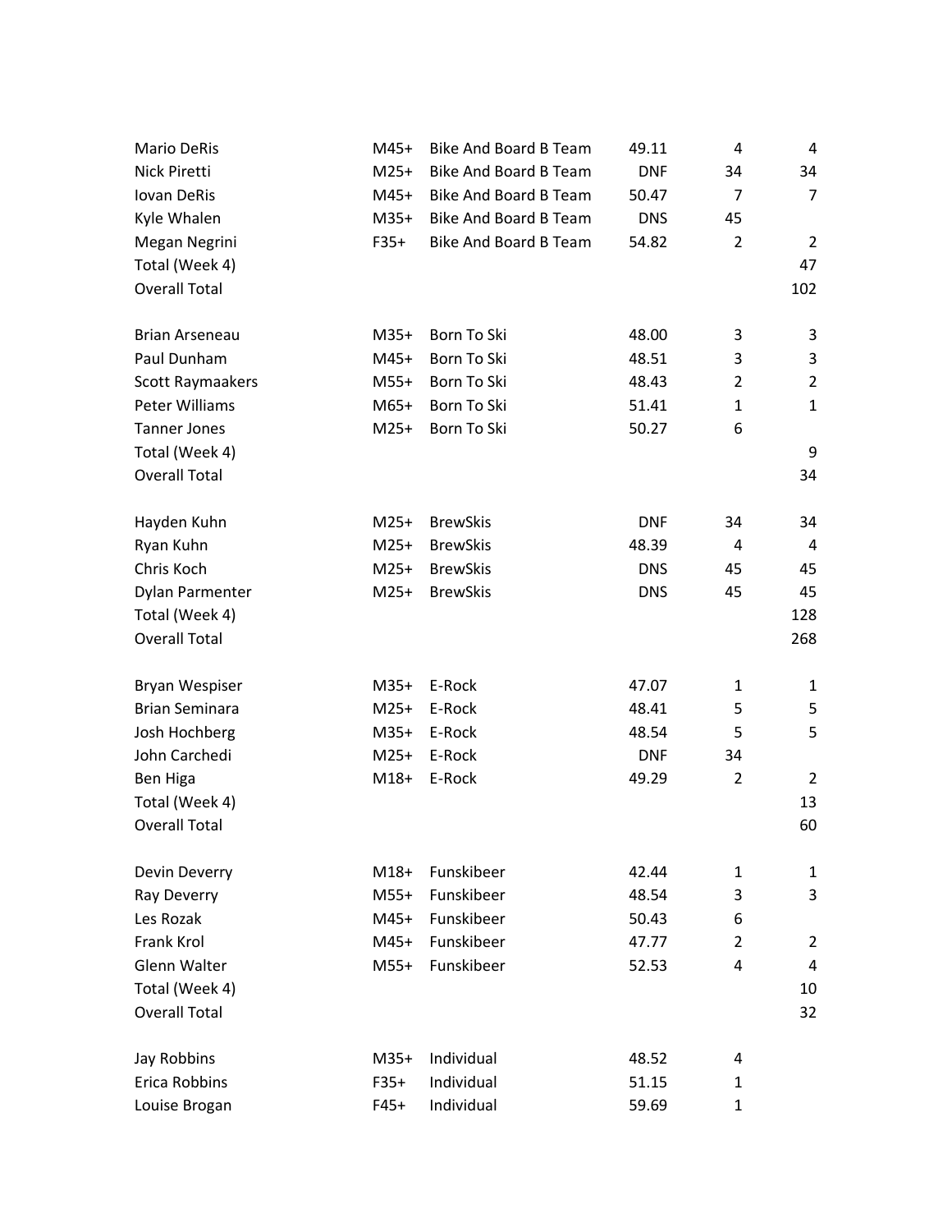| | | | | | |
|---|---|---|---|---|---|
| Mario DeRis | M45+ | Bike And Board B Team | 49.11 | 4 | 4 |
| Nick Piretti | M25+ | Bike And Board B Team | DNF | 34 | 34 |
| Iovan DeRis | M45+ | Bike And Board B Team | 50.47 | 7 | 7 |
| Kyle Whalen | M35+ | Bike And Board B Team | DNS | 45 | |
| Megan Negrini | F35+ | Bike And Board B Team | 54.82 | 2 | 2 |
| Total (Week 4) | | | | | 47 |
| Overall Total | | | | | 102 |
| | | | | | |
| Brian Arseneau | M35+ | Born To Ski | 48.00 | 3 | 3 |
| Paul Dunham | M45+ | Born To Ski | 48.51 | 3 | 3 |
| Scott Raymaakers | M55+ | Born To Ski | 48.43 | 2 | 2 |
| Peter Williams | M65+ | Born To Ski | 51.41 | 1 | 1 |
| Tanner Jones | M25+ | Born To Ski | 50.27 | 6 | |
| Total (Week 4) | | | | | 9 |
| Overall Total | | | | | 34 |
| | | | | | |
| Hayden Kuhn | M25+ | BrewSkis | DNF | 34 | 34 |
| Ryan Kuhn | M25+ | BrewSkis | 48.39 | 4 | 4 |
| Chris Koch | M25+ | BrewSkis | DNS | 45 | 45 |
| Dylan Parmenter | M25+ | BrewSkis | DNS | 45 | 45 |
| Total (Week 4) | | | | | 128 |
| Overall Total | | | | | 268 |
| | | | | | |
| Bryan Wespiser | M35+ | E-Rock | 47.07 | 1 | 1 |
| Brian Seminara | M25+ | E-Rock | 48.41 | 5 | 5 |
| Josh Hochberg | M35+ | E-Rock | 48.54 | 5 | 5 |
| John Carchedi | M25+ | E-Rock | DNF | 34 | |
| Ben Higa | M18+ | E-Rock | 49.29 | 2 | 2 |
| Total (Week 4) | | | | | 13 |
| Overall Total | | | | | 60 |
| | | | | | |
| Devin Deverry | M18+ | Funskibeer | 42.44 | 1 | 1 |
| Ray Deverry | M55+ | Funskibeer | 48.54 | 3 | 3 |
| Les Rozak | M45+ | Funskibeer | 50.43 | 6 | |
| Frank Krol | M45+ | Funskibeer | 47.77 | 2 | 2 |
| Glenn Walter | M55+ | Funskibeer | 52.53 | 4 | 4 |
| Total (Week 4) | | | | | 10 |
| Overall Total | | | | | 32 |
| | | | | | |
| Jay Robbins | M35+ | Individual | 48.52 | 4 | |
| Erica Robbins | F35+ | Individual | 51.15 | 1 | |
| Louise Brogan | F45+ | Individual | 59.69 | 1 | |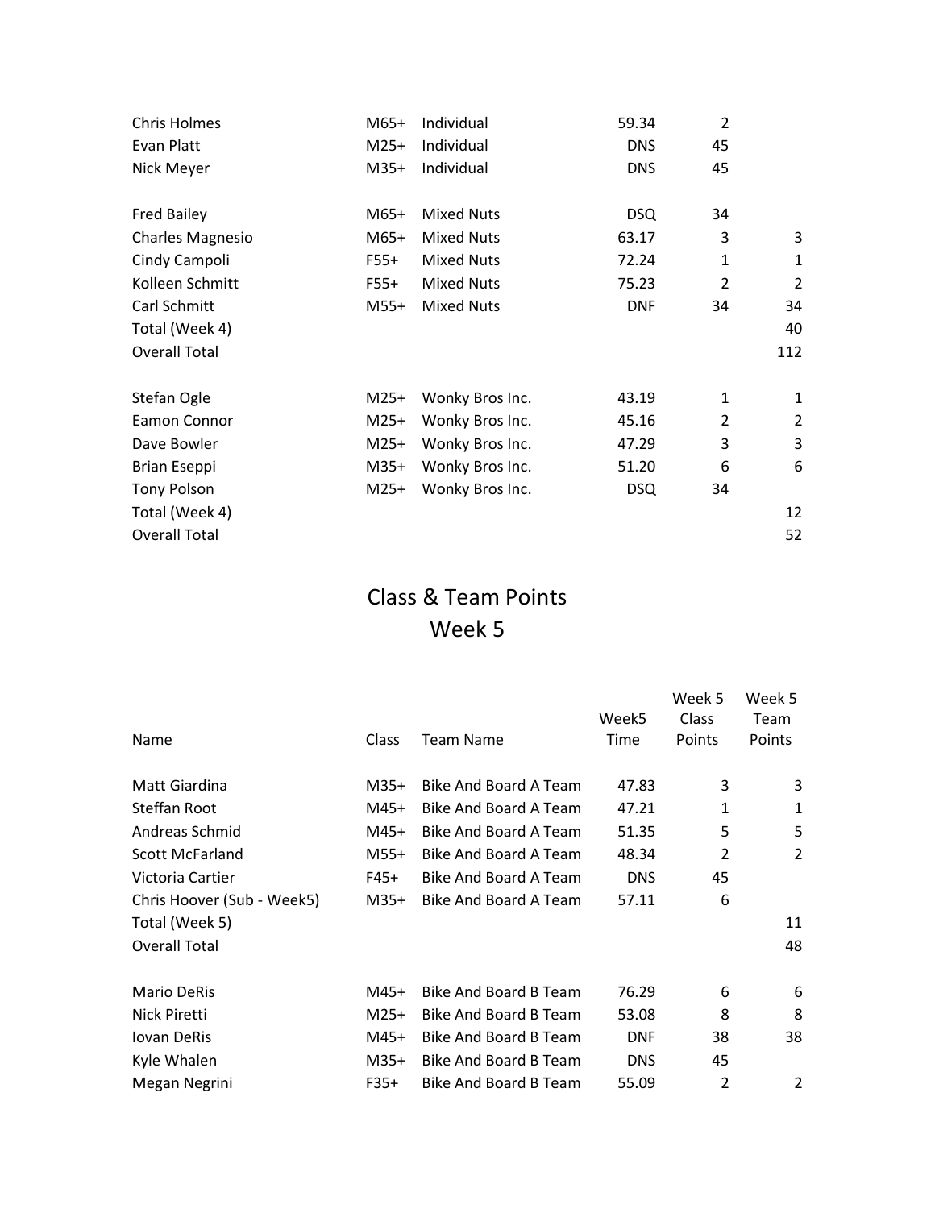| | | | | | |
|---|---|---|---|---|---|
| Chris Holmes | M65+ | Individual | 59.34 | 2 | |
| Evan Platt | M25+ | Individual | DNS | 45 | |
| Nick Meyer | M35+ | Individual | DNS | 45 | |
| | | | | | |
| Fred Bailey | M65+ | Mixed Nuts | DSQ | 34 | |
| Charles Magnesio | M65+ | Mixed Nuts | 63.17 | 3 | 3 |
| Cindy Campoli | F55+ | Mixed Nuts | 72.24 | 1 | 1 |
| Kolleen Schmitt | F55+ | Mixed Nuts | 75.23 | 2 | 2 |
| Carl Schmitt | M55+ | Mixed Nuts | DNF | 34 | 34 |
| Total (Week 4) | | | | | 40 |
| Overall Total | | | | | 112 |
| | | | | | |
| Stefan Ogle | M25+ | Wonky Bros Inc. | 43.19 | 1 | 1 |
| Eamon Connor | M25+ | Wonky Bros Inc. | 45.16 | 2 | 2 |
| Dave Bowler | M25+ | Wonky Bros Inc. | 47.29 | 3 | 3 |
| Brian Eseppi | M35+ | Wonky Bros Inc. | 51.20 | 6 | 6 |
| Tony Polson | M25+ | Wonky Bros Inc. | DSQ | 34 | |
| Total (Week 4) | | | | | 12 |
| Overall Total | | | | | 52 |

# Class & Team Points
## Week 5

| Name | Class | Team Name | Week5 Time | Week 5 Class Points | Week 5 Team Points |
|---|---|---|---|---|---|
| Matt Giardina | M35+ | Bike And Board A Team | 47.83 | 3 | 3 |
| Steffan Root | M45+ | Bike And Board A Team | 47.21 | 1 | 1 |
| Andreas Schmid | M45+ | Bike And Board A Team | 51.35 | 5 | 5 |
| Scott McFarland | M55+ | Bike And Board A Team | 48.34 | 2 | 2 |
| Victoria Cartier | F45+ | Bike And Board A Team | DNS | 45 | |
| Chris Hoover (Sub - Week5) | M35+ | Bike And Board A Team | 57.11 | 6 | |
| Total (Week 5) | | | | | 11 |
| Overall Total | | | | | 48 |
| | | | | | |
| Mario DeRis | M45+ | Bike And Board B Team | 76.29 | 6 | 6 |
| Nick Piretti | M25+ | Bike And Board B Team | 53.08 | 8 | 8 |
| Iovan DeRis | M45+ | Bike And Board B Team | DNF | 38 | 38 |
| Kyle Whalen | M35+ | Bike And Board B Team | DNS | 45 | |
| Megan Negrini | F35+ | Bike And Board B Team | 55.09 | 2 | 2 |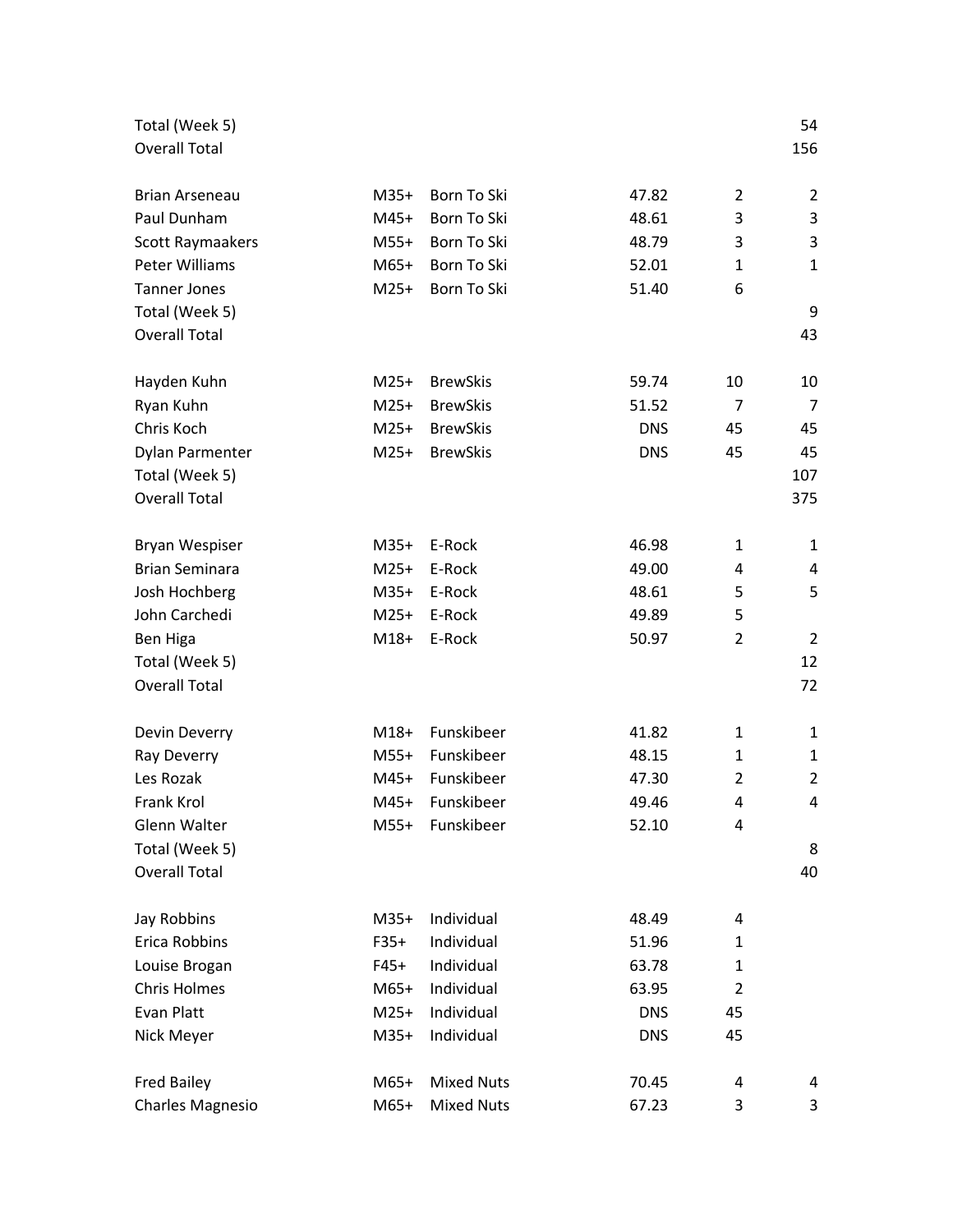| | | | | | |
|---|---|---|---|---|---|
| Total (Week 5) | | | | | 54 |
| Overall Total | | | | | 156 |
| | | | | | |
| Brian Arseneau | M35+ | Born To Ski | 47.82 | 2 | 2 |
| Paul Dunham | M45+ | Born To Ski | 48.61 | 3 | 3 |
| Scott Raymaakers | M55+ | Born To Ski | 48.79 | 3 | 3 |
| Peter Williams | M65+ | Born To Ski | 52.01 | 1 | 1 |
| Tanner Jones | M25+ | Born To Ski | 51.40 | 6 | |
| Total (Week 5) | | | | | 9 |
| Overall Total | | | | | 43 |
| | | | | | |
| Hayden Kuhn | M25+ | BrewSkis | 59.74 | 10 | 10 |
| Ryan Kuhn | M25+ | BrewSkis | 51.52 | 7 | 7 |
| Chris Koch | M25+ | BrewSkis | DNS | 45 | 45 |
| Dylan Parmenter | M25+ | BrewSkis | DNS | 45 | 45 |
| Total (Week 5) | | | | | 107 |
| Overall Total | | | | | 375 |
| | | | | | |
| Bryan Wespiser | M35+ | E-Rock | 46.98 | 1 | 1 |
| Brian Seminara | M25+ | E-Rock | 49.00 | 4 | 4 |
| Josh Hochberg | M35+ | E-Rock | 48.61 | 5 | 5 |
| John Carchedi | M25+ | E-Rock | 49.89 | 5 | |
| Ben Higa | M18+ | E-Rock | 50.97 | 2 | 2 |
| Total (Week 5) | | | | | 12 |
| Overall Total | | | | | 72 |
| | | | | | |
| Devin Deverry | M18+ | Funskibeer | 41.82 | 1 | 1 |
| Ray Deverry | M55+ | Funskibeer | 48.15 | 1 | 1 |
| Les Rozak | M45+ | Funskibeer | 47.30 | 2 | 2 |
| Frank Krol | M45+ | Funskibeer | 49.46 | 4 | 4 |
| Glenn Walter | M55+ | Funskibeer | 52.10 | 4 | |
| Total (Week 5) | | | | | 8 |
| Overall Total | | | | | 40 |
| | | | | | |
| Jay Robbins | M35+ | Individual | 48.49 | 4 | |
| Erica Robbins | F35+ | Individual | 51.96 | 1 | |
| Louise Brogan | F45+ | Individual | 63.78 | 1 | |
| Chris Holmes | M65+ | Individual | 63.95 | 2 | |
| Evan Platt | M25+ | Individual | DNS | 45 | |
| Nick Meyer | M35+ | Individual | DNS | 45 | |
| | | | | | |
| Fred Bailey | M65+ | Mixed Nuts | 70.45 | 4 | 4 |
| Charles Magnesio | M65+ | Mixed Nuts | 67.23 | 3 | 3 |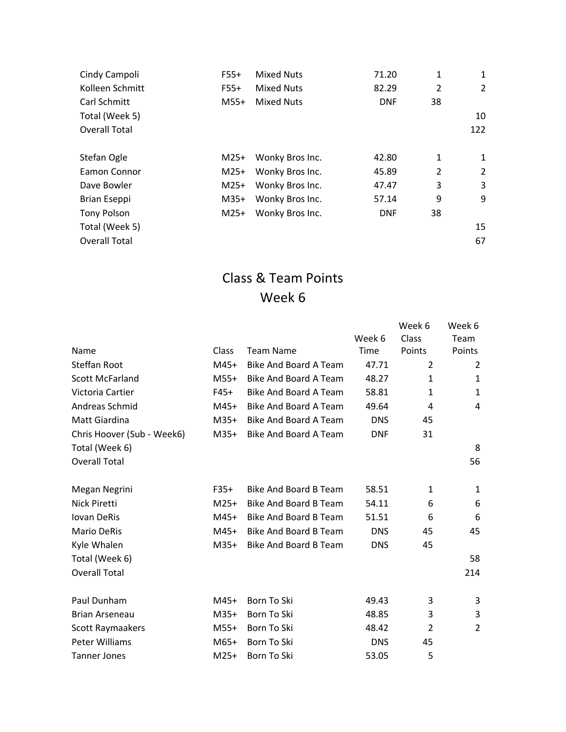| | | | | | |
|---|---|---|---|---|---|
| Cindy Campoli | F55+ | Mixed Nuts | 71.20 | 1 | 1 |
| Kolleen Schmitt | F55+ | Mixed Nuts | 82.29 | 2 | 2 |
| Carl Schmitt | M55+ | Mixed Nuts | DNF | 38 | |
| Total (Week 5) | | | | | 10 |
| Overall Total | | | | | 122 |
| | | | | | |
| Stefan Ogle | M25+ | Wonky Bros Inc. | 42.80 | 1 | 1 |
| Eamon Connor | M25+ | Wonky Bros Inc. | 45.89 | 2 | 2 |
| Dave Bowler | M25+ | Wonky Bros Inc. | 47.47 | 3 | 3 |
| Brian Eseppi | M35+ | Wonky Bros Inc. | 57.14 | 9 | 9 |
| Tony Polson | M25+ | Wonky Bros Inc. | DNF | 38 | |
| Total (Week 5) | | | | | 15 |
| Overall Total | | | | | 67 |

# Class & Team Points
## Week 6

| Name | Class | Team Name | Week 6 Time | Week 6 Class Points | Week 6 Team Points |
|---|---|---|---|---|---|
| Steffan Root | M45+ | Bike And Board A Team | 47.71 | 2 | 2 |
| Scott McFarland | M55+ | Bike And Board A Team | 48.27 | 1 | 1 |
| Victoria Cartier | F45+ | Bike And Board A Team | 58.81 | 1 | 1 |
| Andreas Schmid | M45+ | Bike And Board A Team | 49.64 | 4 | 4 |
| Matt Giardina | M35+ | Bike And Board A Team | DNS | 45 | |
| Chris Hoover (Sub - Week6) | M35+ | Bike And Board A Team | DNF | 31 | |
| Total (Week 6) | | | | | 8 |
| Overall Total | | | | | 56 |
| | | | | | |
| Megan Negrini | F35+ | Bike And Board B Team | 58.51 | 1 | 1 |
| Nick Piretti | M25+ | Bike And Board B Team | 54.11 | 6 | 6 |
| Iovan DeRis | M45+ | Bike And Board B Team | 51.51 | 6 | 6 |
| Mario DeRis | M45+ | Bike And Board B Team | DNS | 45 | 45 |
| Kyle Whalen | M35+ | Bike And Board B Team | DNS | 45 | |
| Total (Week 6) | | | | | 58 |
| Overall Total | | | | | 214 |
| | | | | | |
| Paul Dunham | M45+ | Born To Ski | 49.43 | 3 | 3 |
| Brian Arseneau | M35+ | Born To Ski | 48.85 | 3 | 3 |
| Scott Raymaakers | M55+ | Born To Ski | 48.42 | 2 | 2 |
| Peter Williams | M65+ | Born To Ski | DNS | 45 | |
| Tanner Jones | M25+ | Born To Ski | 53.05 | 5 | |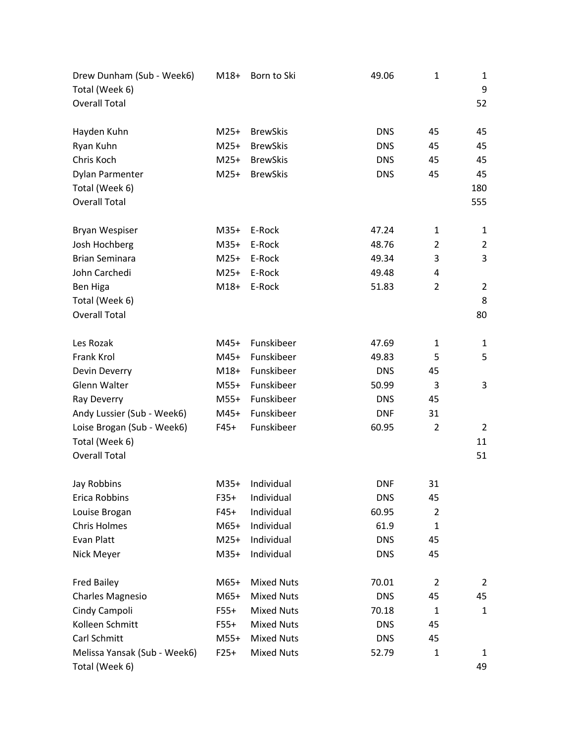| | | | | | |
|---|---|---|---|---|---|
| Drew Dunham (Sub - Week6) | M18+ | Born to Ski | 49.06 | 1 | 1 |
| Total (Week 6) | | | | | 9 |
| Overall Total | | | | | 52 |
| | | | | | |
| Hayden Kuhn | M25+ | BrewSkis | DNS | 45 | 45 |
| Ryan Kuhn | M25+ | BrewSkis | DNS | 45 | 45 |
| Chris Koch | M25+ | BrewSkis | DNS | 45 | 45 |
| Dylan Parmenter | M25+ | BrewSkis | DNS | 45 | 45 |
| Total (Week 6) | | | | | 180 |
| Overall Total | | | | | 555 |
| | | | | | |
| Bryan Wespiser | M35+ | E-Rock | 47.24 | 1 | 1 |
| Josh Hochberg | M35+ | E-Rock | 48.76 | 2 | 2 |
| Brian Seminara | M25+ | E-Rock | 49.34 | 3 | 3 |
| John Carchedi | M25+ | E-Rock | 49.48 | 4 | |
| Ben Higa | M18+ | E-Rock | 51.83 | 2 | 2 |
| Total (Week 6) | | | | | 8 |
| Overall Total | | | | | 80 |
| | | | | | |
| Les Rozak | M45+ | Funskibeer | 47.69 | 1 | 1 |
| Frank Krol | M45+ | Funskibeer | 49.83 | 5 | 5 |
| Devin Deverry | M18+ | Funskibeer | DNS | 45 | |
| Glenn Walter | M55+ | Funskibeer | 50.99 | 3 | 3 |
| Ray Deverry | M55+ | Funskibeer | DNS | 45 | |
| Andy Lussier (Sub - Week6) | M45+ | Funskibeer | DNF | 31 | |
| Loise Brogan (Sub - Week6) | F45+ | Funskibeer | 60.95 | 2 | 2 |
| Total (Week 6) | | | | | 11 |
| Overall Total | | | | | 51 |
| | | | | | |
| Jay Robbins | M35+ | Individual | DNF | 31 | |
| Erica Robbins | F35+ | Individual | DNS | 45 | |
| Louise Brogan | F45+ | Individual | 60.95 | 2 | |
| Chris Holmes | M65+ | Individual | 61.9 | 1 | |
| Evan Platt | M25+ | Individual | DNS | 45 | |
| Nick Meyer | M35+ | Individual | DNS | 45 | |
| | | | | | |
| Fred Bailey | M65+ | Mixed Nuts | 70.01 | 2 | 2 |
| Charles Magnesio | M65+ | Mixed Nuts | DNS | 45 | 45 |
| Cindy Campoli | F55+ | Mixed Nuts | 70.18 | 1 | 1 |
| Kolleen Schmitt | F55+ | Mixed Nuts | DNS | 45 | |
| Carl Schmitt | M55+ | Mixed Nuts | DNS | 45 | |
| Melissa Yansak (Sub - Week6) | F25+ | Mixed Nuts | 52.79 | 1 | 1 |
| Total (Week 6) | | | | | 49 |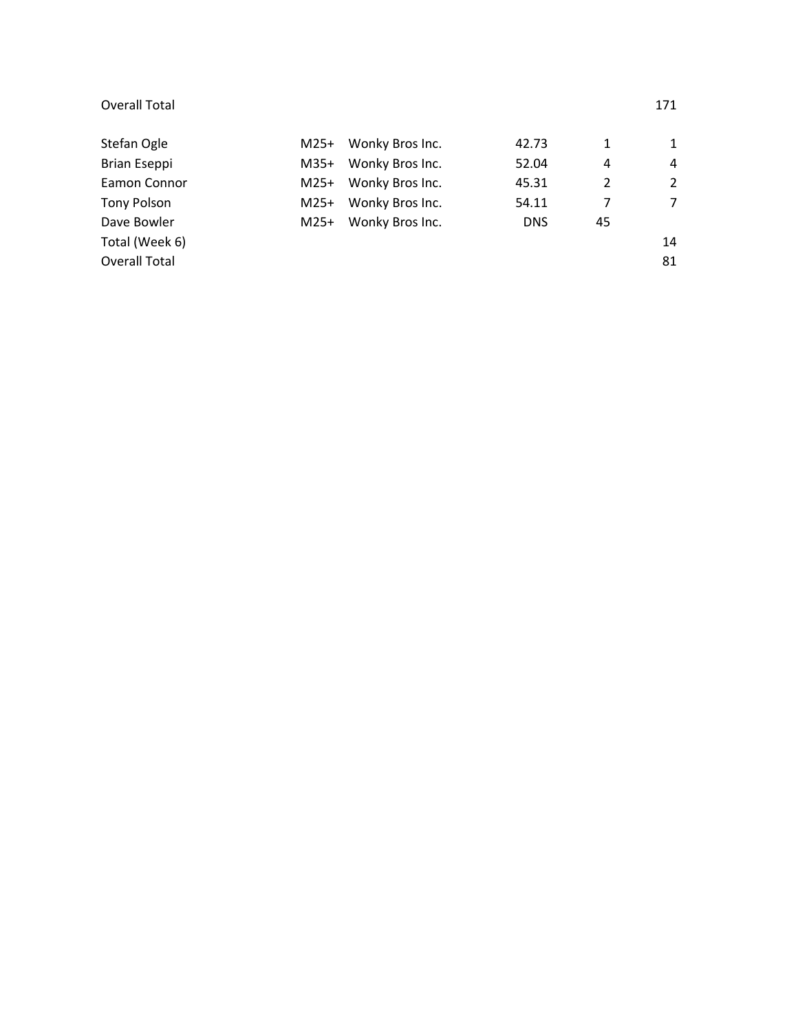| | | | | | |
|---|---|---|---|---|---|
| Overall Total | | | | | 171 |
| | | | | | |
| Stefan Ogle | M25+ | Wonky Bros Inc. | 42.73 | 1 | 1 |
| Brian Eseppi | M35+ | Wonky Bros Inc. | 52.04 | 4 | 4 |
| Eamon Connor | M25+ | Wonky Bros Inc. | 45.31 | 2 | 2 |
| Tony Polson | M25+ | Wonky Bros Inc. | 54.11 | 7 | 7 |
| Dave Bowler | M25+ | Wonky Bros Inc. | DNS | 45 | |
| Total (Week 6) | | | | | 14 |
| Overall Total | | | | | 81 |